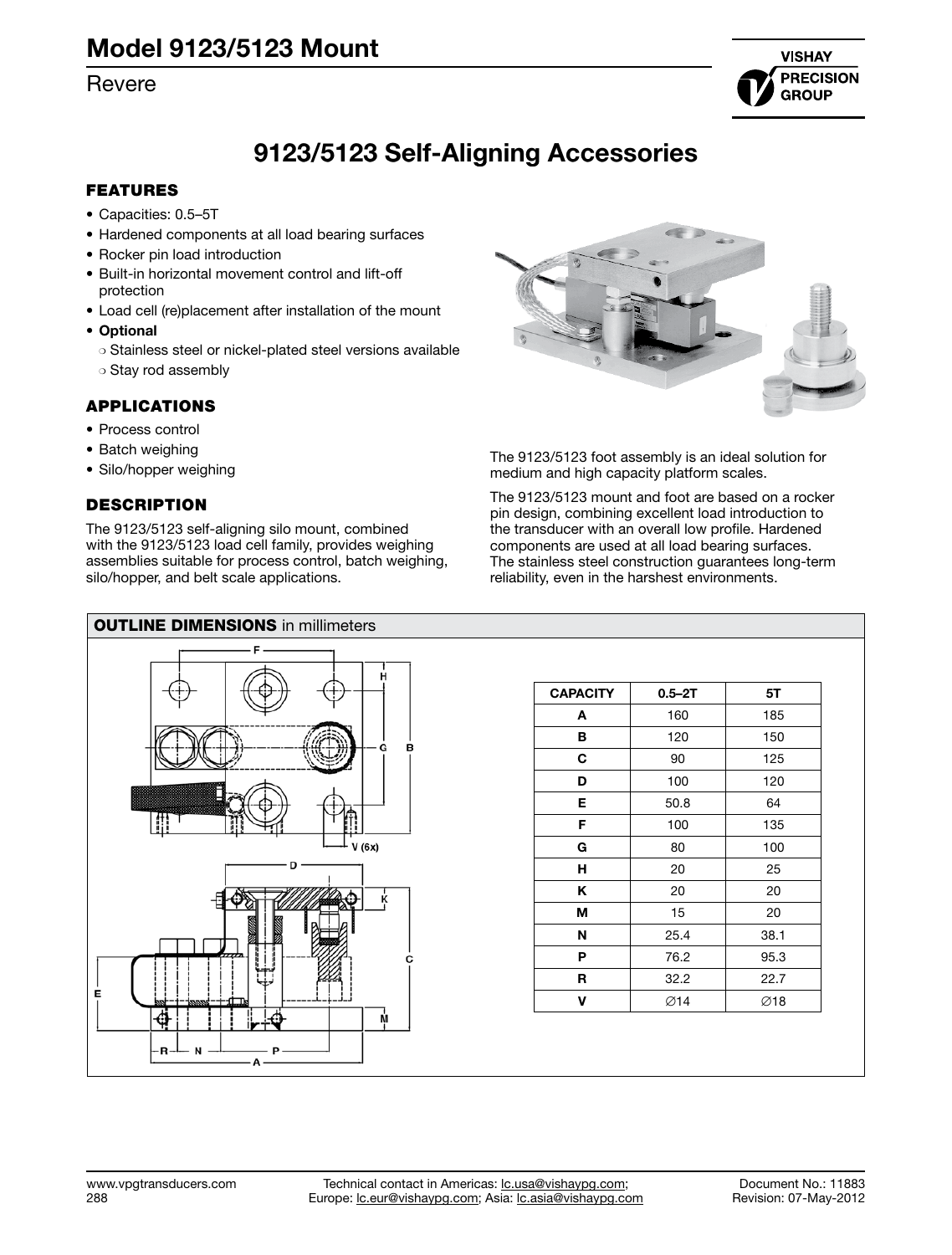# Model 9123/5123 Mount

Revere

## 9123/5123 Self-Aligning Accessories

### FEATURES

- Capacities: 0.5–5T
- Hardened components at all load bearing surfaces
- Rocker pin load introduction
- Built-in horizontal movement control and lift-off protection
- Load cell (re)placement after installation of the mount
- **Optional**
  - Stainless steel or nickel-plated steel versions available
  - Stay rod assembly

### APPLICATIONS

- Process control
- Batch weighing
- Silo/hopper weighing

### DESCRIPTION

The 9123/5123 self-aligning silo mount, combined with the 9123/5123 load cell family, provides weighing assemblies suitable for process control, batch weighing, silo/hopper, and belt scale applications.

The 9123/5123 foot assembly is an ideal solution for medium and high capacity platform scales.

The 9123/5123 mount and foot are based on a rocker pin design, combining excellent load introduction to the transducer with an overall low profile. Hardened components are used at all load bearing surfaces. The stainless steel construction guarantees long-term reliability, even in the harshest environments.

### OUTLINE DIMENSIONS in millimeters

| CAPACITY | 0.5–2T | 5T |
|---|---|---|
| A | 160 | 185 |
| B | 120 | 150 |
| C | 90 | 125 |
| D | 100 | 120 |
| E | 50.8 | 64 |
| F | 100 | 135 |
| G | 80 | 100 |
| H | 20 | 25 |
| K | 20 | 20 |
| M | 15 | 20 |
| N | 25.4 | 38.1 |
| P | 76.2 | 95.3 |
| R | 32.2 | 22.7 |
| V | ∅14 | ∅18 |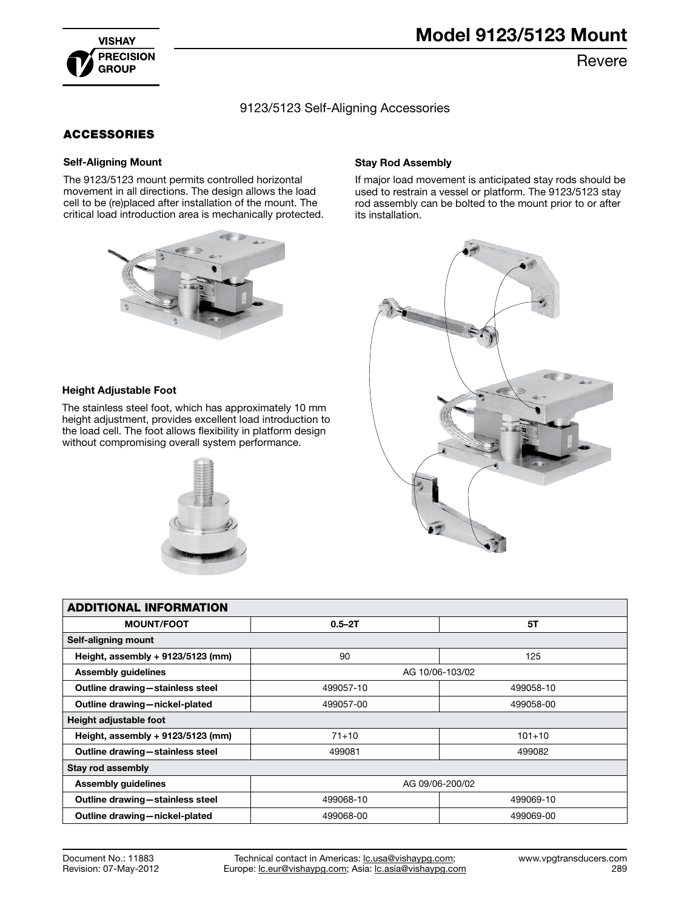# Model 9123/5123 Mount

Revere

9123/5123 Self-Aligning Accessories

## ACCESSORIES

### Self-Aligning Mount

The 9123/5123 mount permits controlled horizontal movement in all directions. The design allows the load cell to be (re)placed after installation of the mount. The critical load introduction area is mechanically protected.

### Height Adjustable Foot

The stainless steel foot, which has approximately 10 mm height adjustment, provides excellent load introduction to the load cell. The foot allows flexibility in platform design without compromising overall system performance.

### Stay Rod Assembly

If major load movement is anticipated stay rods should be used to restrain a vessel or platform. The 9123/5123 stay rod assembly can be bolted to the mount prior to or after its installation.

## ADDITIONAL INFORMATION

| MOUNT/FOOT | 0.5–2T | 5T |
|---|---|---|
| **Self-aligning mount** | | |
| Height, assembly + 9123/5123 (mm) | 90 | 125 |
| Assembly guidelines | AG 10/06-103/02 | |
| Outline drawing—stainless steel | 499057-10 | 499058-10 |
| Outline drawing—nickel-plated | 499057-00 | 499058-00 |
| **Height adjustable foot** | | |
| Height, assembly + 9123/5123 (mm) | 71+10 | 101+10 |
| Outline drawing—stainless steel | 499081 | 499082 |
| **Stay rod assembly** | | |
| Assembly guidelines | AG 09/06-200/02 | |
| Outline drawing—stainless steel | 499068-10 | 499069-10 |
| Outline drawing—nickel-plated | 499068-00 | 499069-00 |